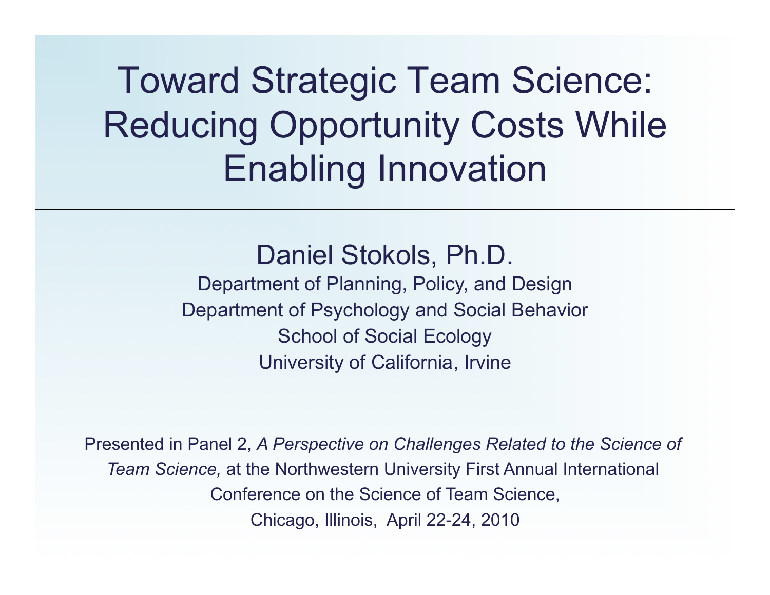# Toward Strategic Team Science: Reducing Opportunity Costs While Enabling Innovation

Daniel Stokols, Ph.D.

Department of Planning, Policy, and Design

Department of Psychology and Social Behavior

School of Social Ecology

University of California, Irvine

Presented in Panel 2, *A Perspective on Challenges Related to the Science of Team Science,* at the Northwestern University First Annual International Conference on the Science of Team Science,

Chicago, Illinois, April 22-24, 2010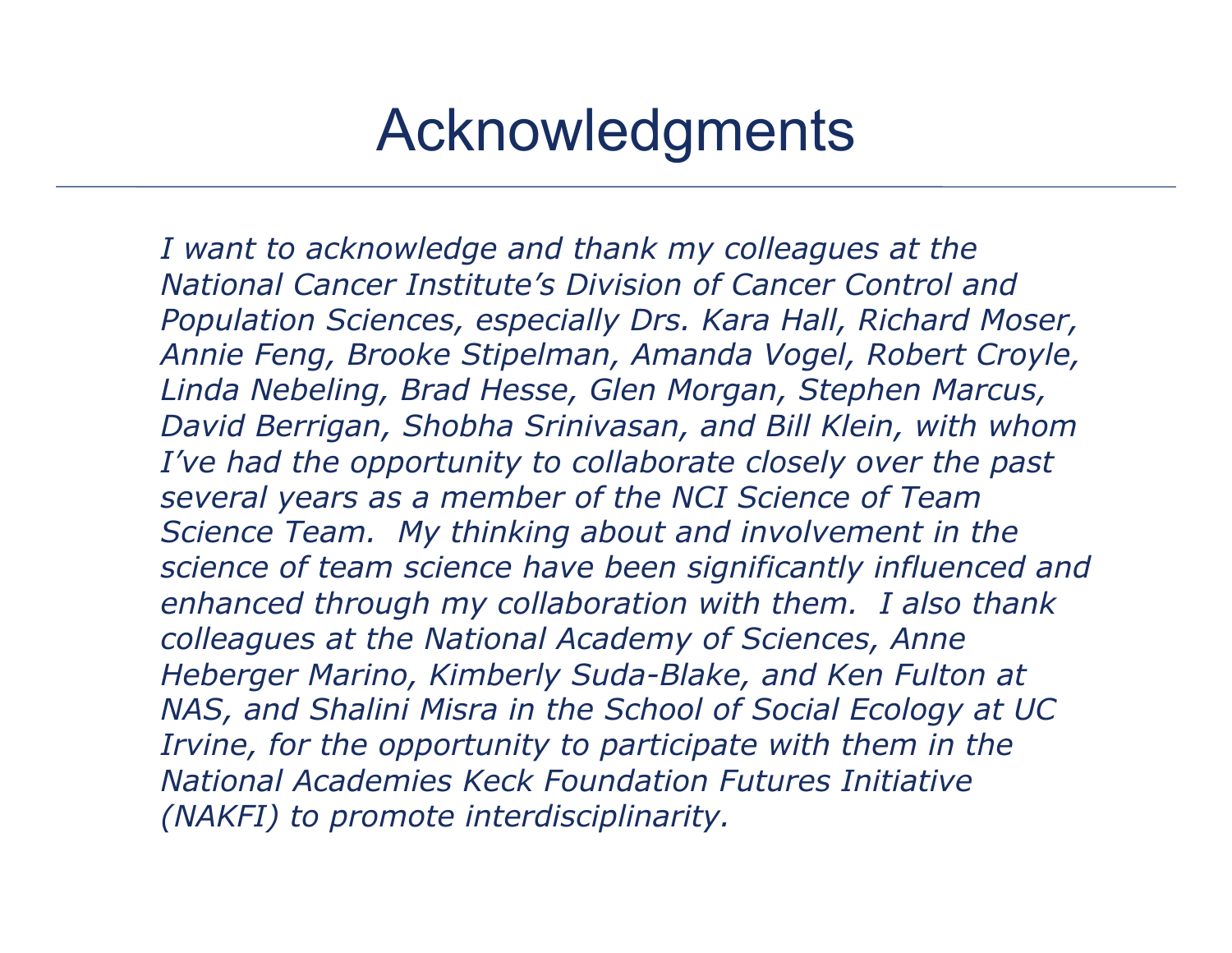# Acknowledgments

*I want to acknowledge and thank my colleagues at the National Cancer Institute's Division of Cancer Control and Population Sciences, especially Drs. Kara Hall, Richard Moser, Annie Feng, Brooke Stipelman, Amanda Vogel, Robert Croyle, Linda Nebeling, Brad Hesse, Glen Morgan, Stephen Marcus, David Berrigan, Shobha Srinivasan, and Bill Klein, with whom I've had the opportunity to collaborate closely over the past several years as a member of the NCI Science of Team Science Team. My thinking about and involvement in the science of team science have been significantly influenced and enhanced through my collaboration with them. I also thank colleagues at the National Academy of Sciences, Anne Heberger Marino, Kimberly Suda-Blake, and Ken Fulton at NAS, and Shalini Misra in the School of Social Ecology at UC Irvine, for the opportunity to participate with them in the National Academies Keck Foundation Futures Initiative (NAKFI) to promote interdisciplinarity.*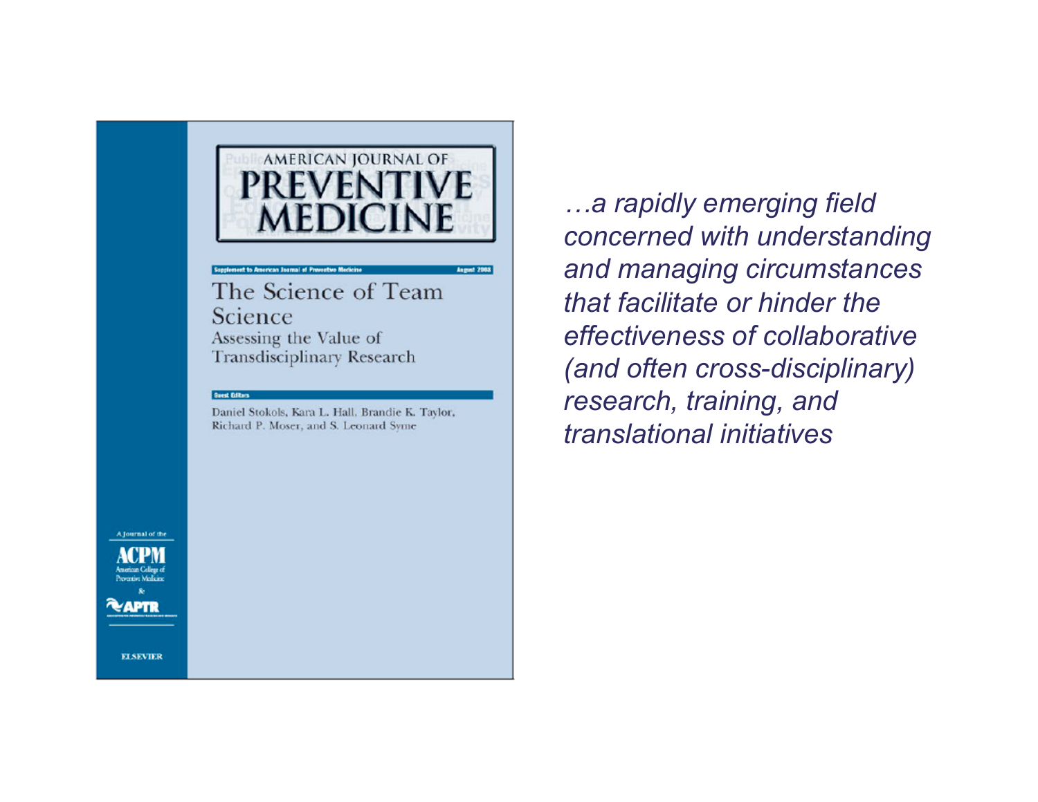AMERICAN JOURNAL OF
# PREVENTIVE MEDICINE

Supplement to American Journal of Preventive Medicine — August 2008

## The Science of Team Science
### Assessing the Value of Transdisciplinary Research

Guest Editors

Daniel Stokols, Kara L. Hall, Brandie K. Taylor, Richard P. Moser, and S. Leonard Syme

A Journal of the ACPM American College of Preventive Medicine & APTR

ELSEVIER

*…a rapidly emerging field concerned with understanding and managing circumstances that facilitate or hinder the effectiveness of collaborative (and often cross-disciplinary) research, training, and translational initiatives*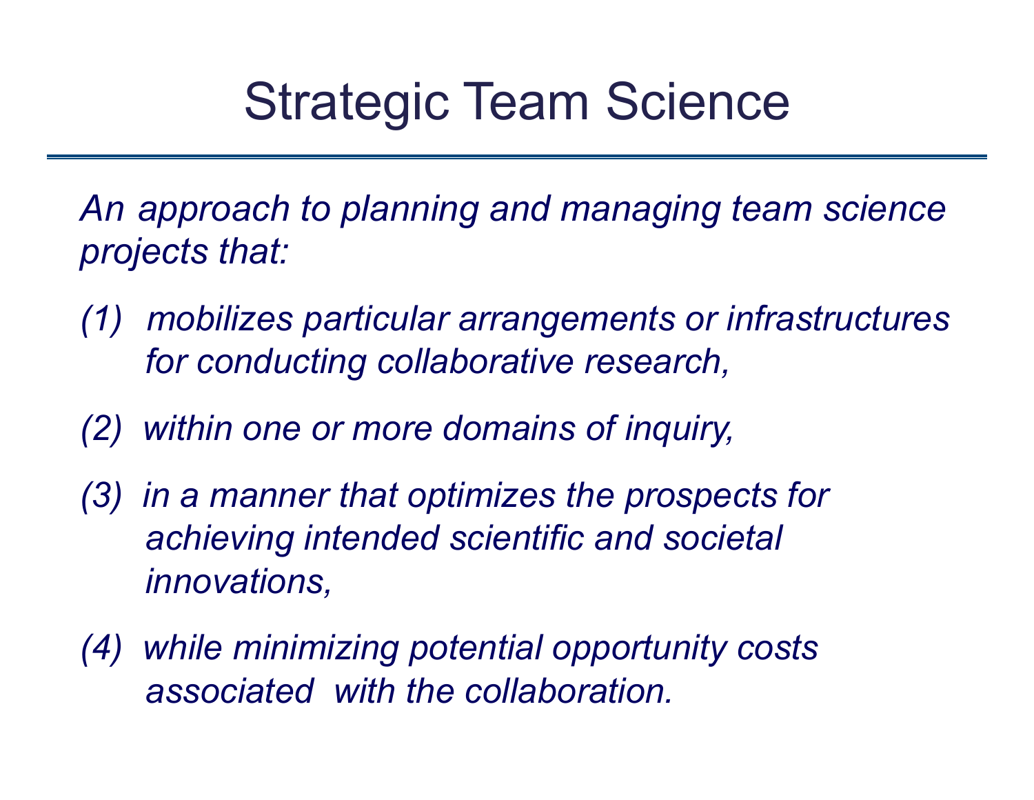# Strategic Team Science

*An approach to planning and managing team science projects that:*

*(1) mobilizes particular arrangements or infrastructures for conducting collaborative research,*

*(2) within one or more domains of inquiry,*

*(3) in a manner that optimizes the prospects for achieving intended scientific and societal innovations,*

*(4) while minimizing potential opportunity costs associated with the collaboration.*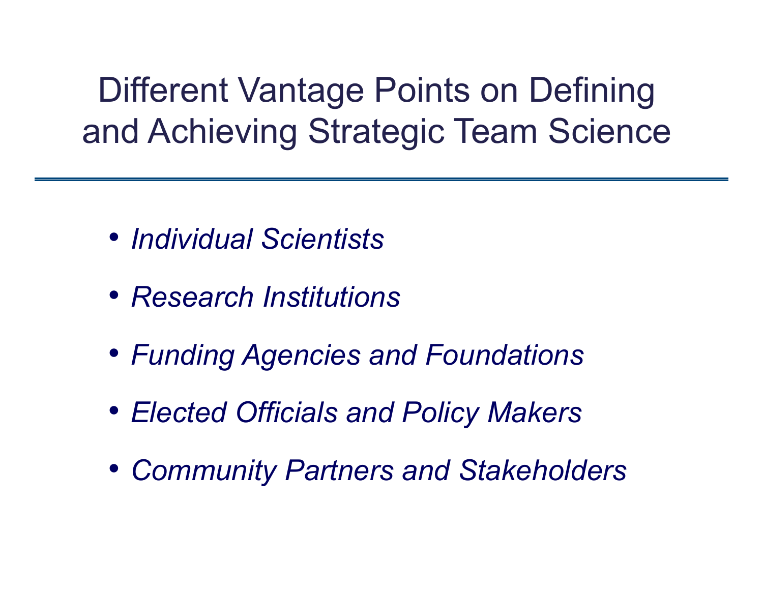# Different Vantage Points on Defining and Achieving Strategic Team Science

- *Individual Scientists*
- *Research Institutions*
- *Funding Agencies and Foundations*
- *Elected Officials and Policy Makers*
- *Community Partners and Stakeholders*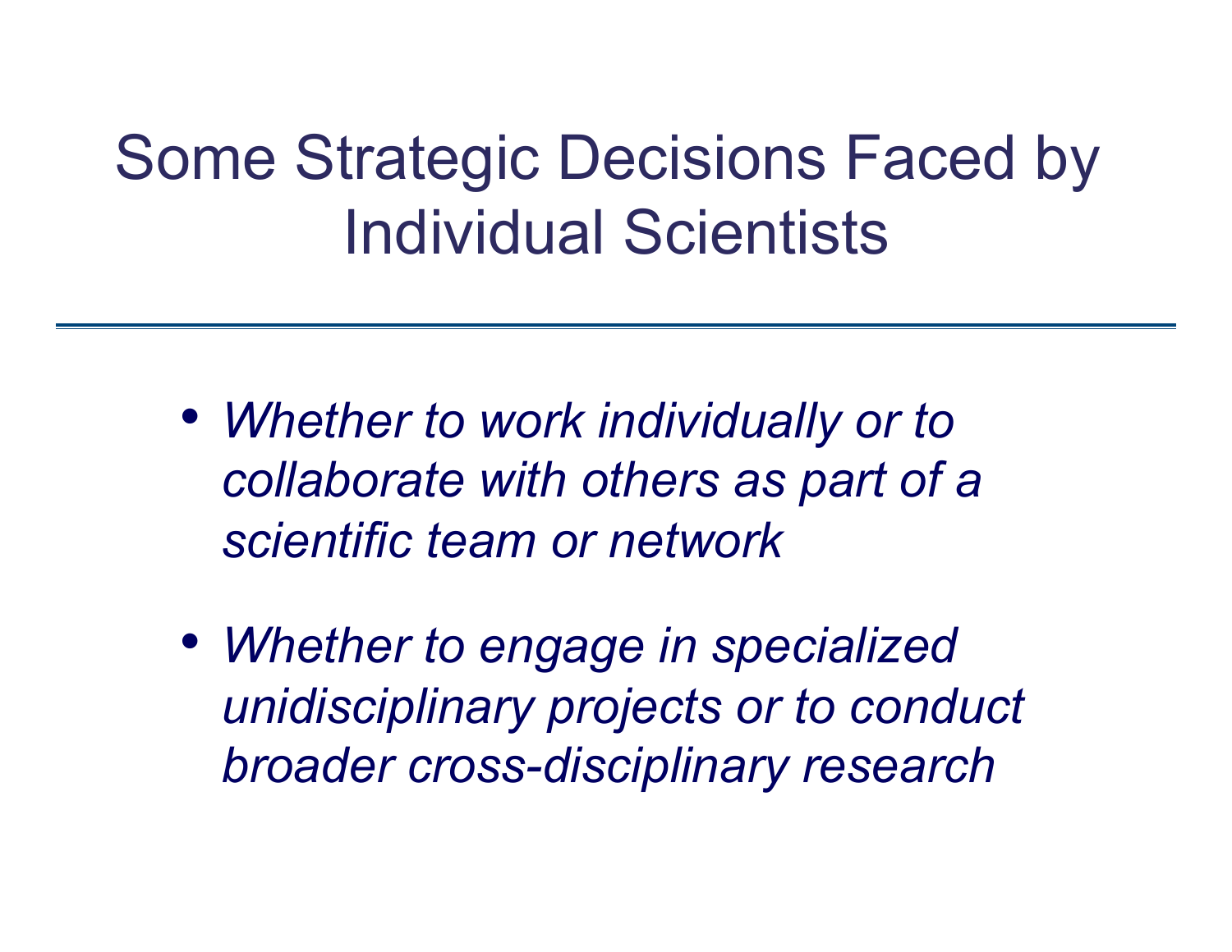# Some Strategic Decisions Faced by Individual Scientists

- *Whether to work individually or to collaborate with others as part of a scientific team or network*
- *Whether to engage in specialized unidisciplinary projects or to conduct broader cross-disciplinary research*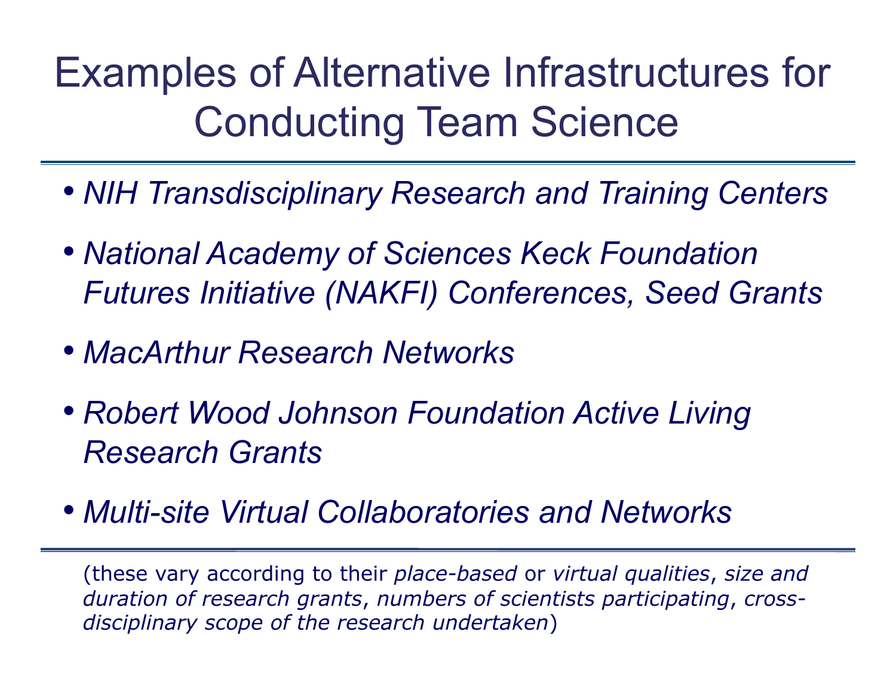# Examples of Alternative Infrastructures for Conducting Team Science

- *NIH Transdisciplinary Research and Training Centers*
- *National Academy of Sciences Keck Foundation Futures Initiative (NAKFI) Conferences, Seed Grants*
- *MacArthur Research Networks*
- *Robert Wood Johnson Foundation Active Living Research Grants*
- *Multi-site Virtual Collaboratories and Networks*

(these vary according to their *place-based* or *virtual qualities*, *size and duration of research grants*, *numbers of scientists participating*, *cross-disciplinary scope of the research undertaken*)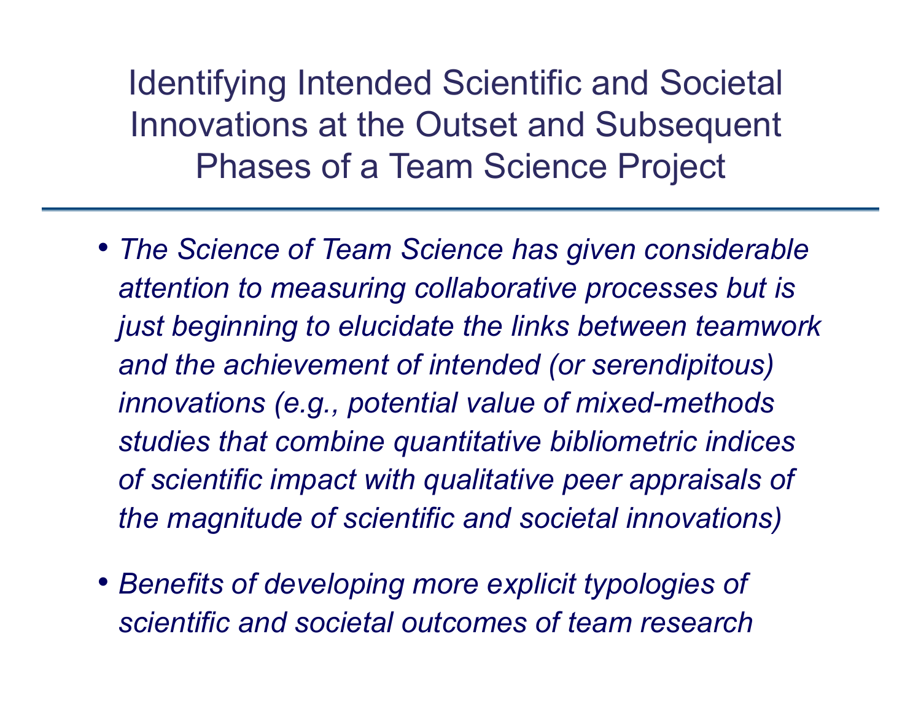# Identifying Intended Scientific and Societal Innovations at the Outset and Subsequent Phases of a Team Science Project

- *The Science of Team Science has given considerable attention to measuring collaborative processes but is just beginning to elucidate the links between teamwork and the achievement of intended (or serendipitous) innovations (e.g., potential value of mixed-methods studies that combine quantitative bibliometric indices of scientific impact with qualitative peer appraisals of the magnitude of scientific and societal innovations)*

- *Benefits of developing more explicit typologies of scientific and societal outcomes of team research*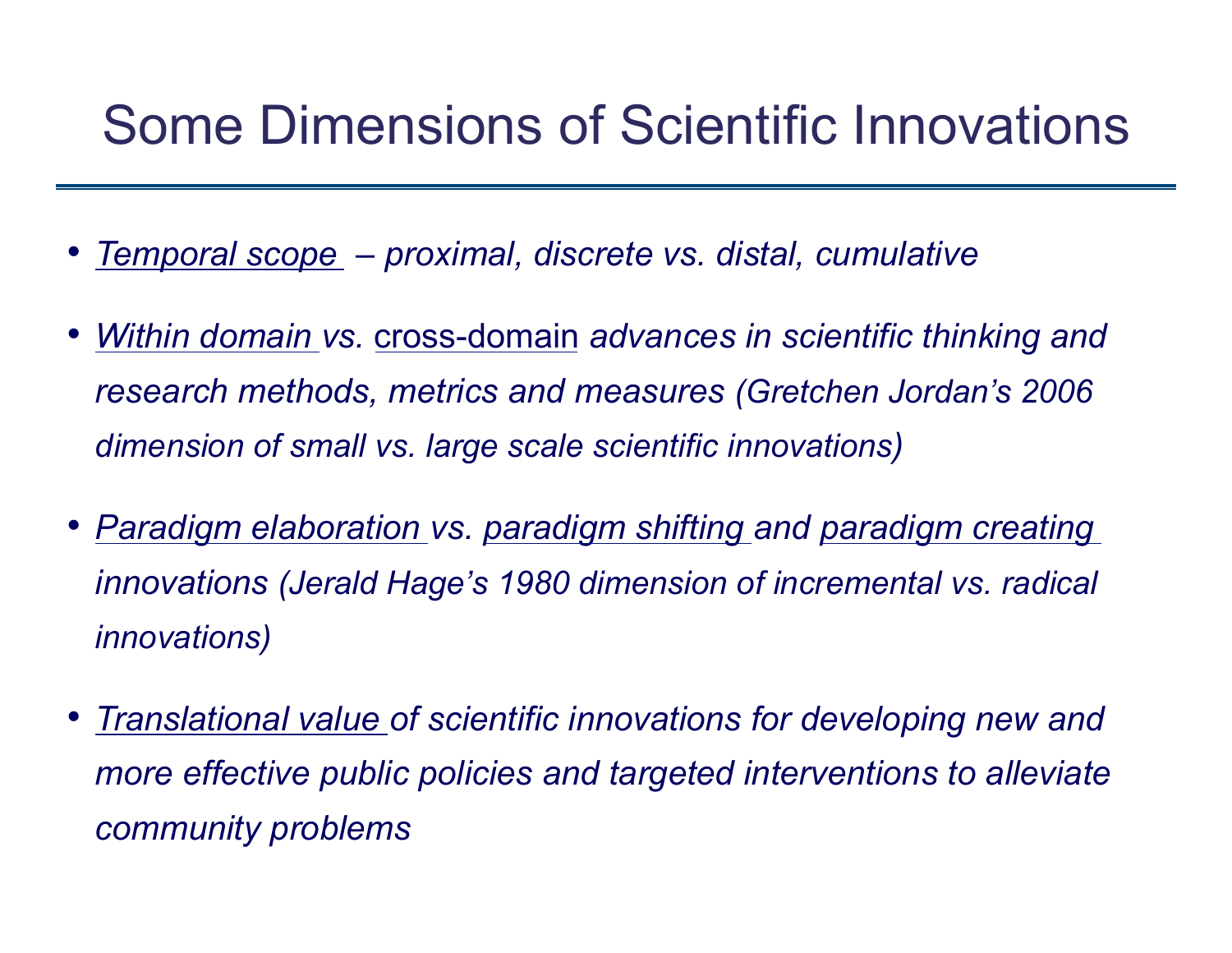# Some Dimensions of Scientific Innovations

- *Temporal scope – proximal, discrete vs. distal, cumulative*
- *Within domain vs.* cross-domain *advances in scientific thinking and research methods, metrics and measures (Gretchen Jordan's 2006 dimension of small vs. large scale scientific innovations)*
- *Paradigm elaboration vs. paradigm shifting and paradigm creating innovations (Jerald Hage's 1980 dimension of incremental vs. radical innovations)*
- *Translational value of scientific innovations for developing new and more effective public policies and targeted interventions to alleviate community problems*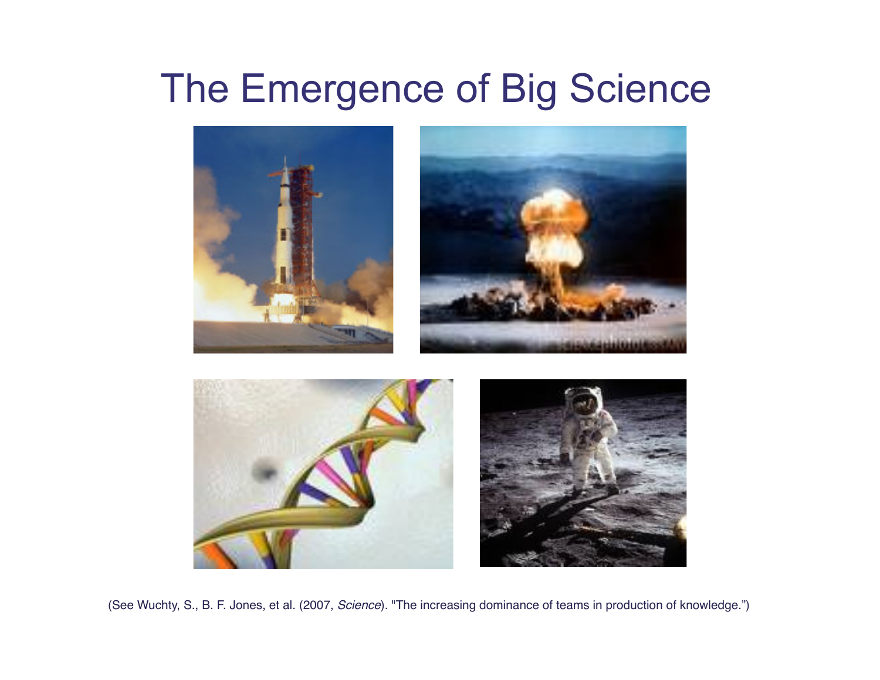# The Emergence of Big Science

(See Wuchty, S., B. F. Jones, et al. (2007, *Science*). "The increasing dominance of teams in production of knowledge.")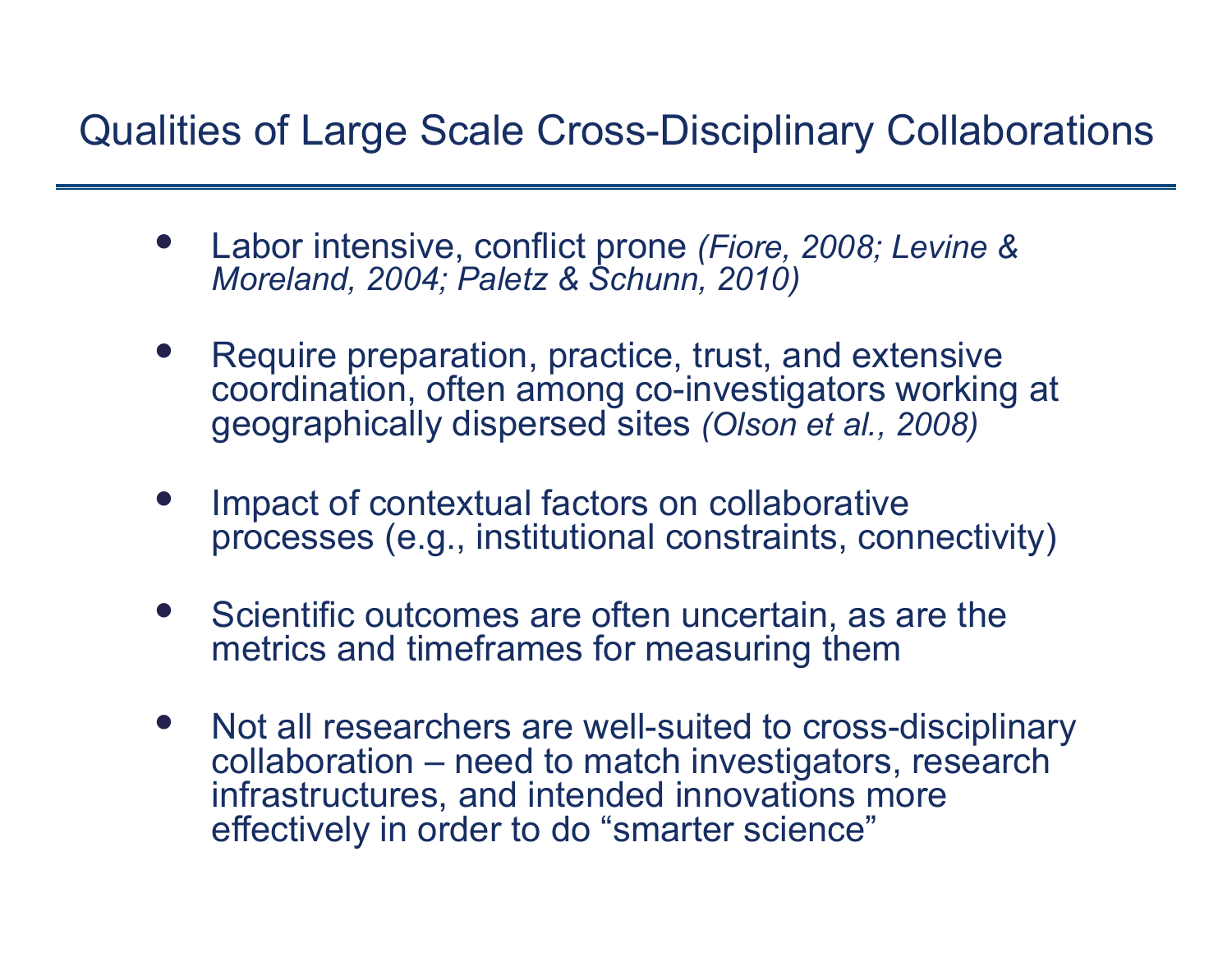# Qualities of Large Scale Cross-Disciplinary Collaborations

- Labor intensive, conflict prone *(Fiore, 2008; Levine & Moreland, 2004; Paletz & Schunn, 2010)*
- Require preparation, practice, trust, and extensive coordination, often among co-investigators working at geographically dispersed sites *(Olson et al., 2008)*
- Impact of contextual factors on collaborative processes (e.g., institutional constraints, connectivity)
- Scientific outcomes are often uncertain, as are the metrics and timeframes for measuring them
- Not all researchers are well-suited to cross-disciplinary collaboration – need to match investigators, research infrastructures, and intended innovations more effectively in order to do "smarter science"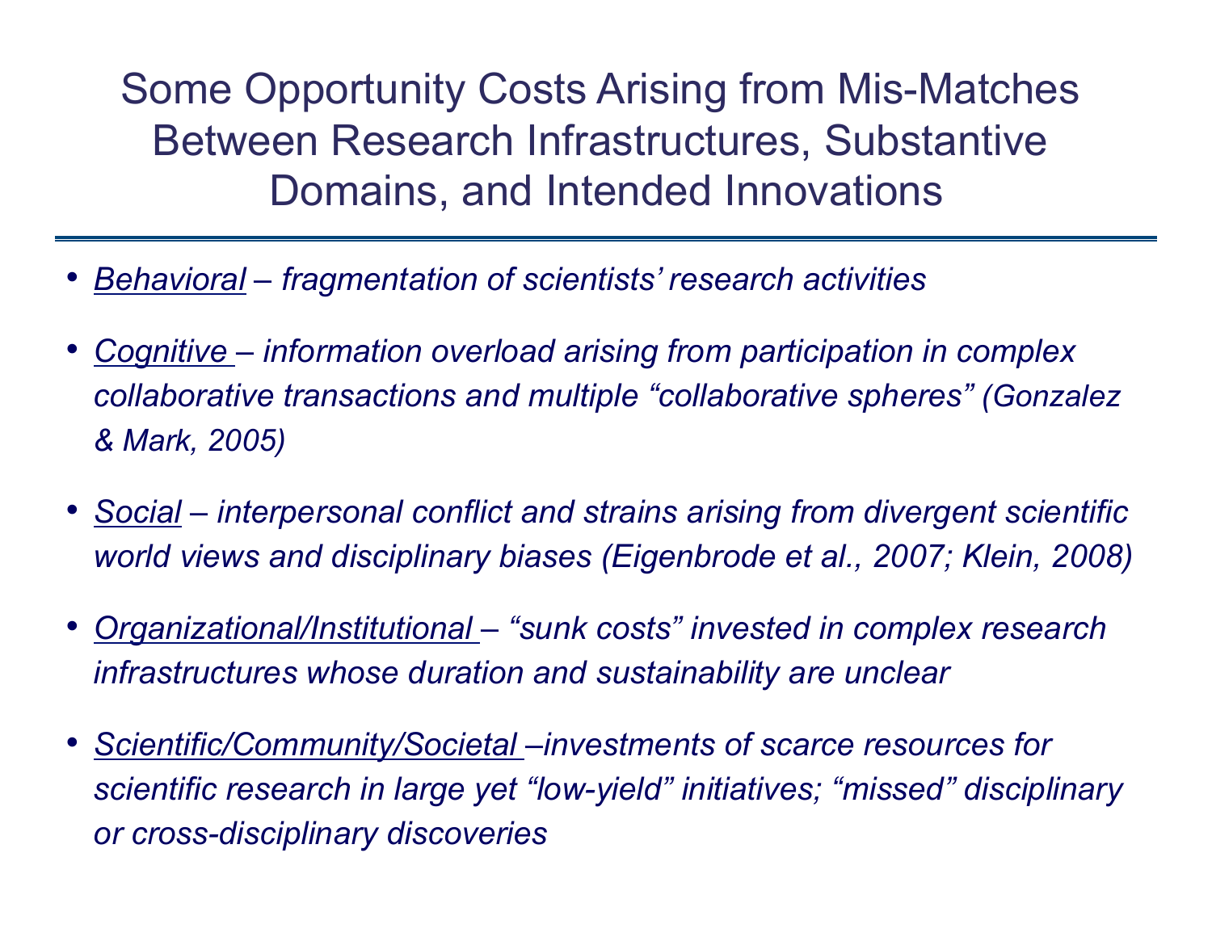# Some Opportunity Costs Arising from Mis-Matches Between Research Infrastructures, Substantive Domains, and Intended Innovations

- *Behavioral – fragmentation of scientists' research activities*
- *Cognitive – information overload arising from participation in complex collaborative transactions and multiple "collaborative spheres" (Gonzalez & Mark, 2005)*
- *Social – interpersonal conflict and strains arising from divergent scientific world views and disciplinary biases (Eigenbrode et al., 2007; Klein, 2008)*
- *Organizational/Institutional – "sunk costs" invested in complex research infrastructures whose duration and sustainability are unclear*
- *Scientific/Community/Societal –investments of scarce resources for scientific research in large yet "low-yield" initiatives; "missed" disciplinary or cross-disciplinary discoveries*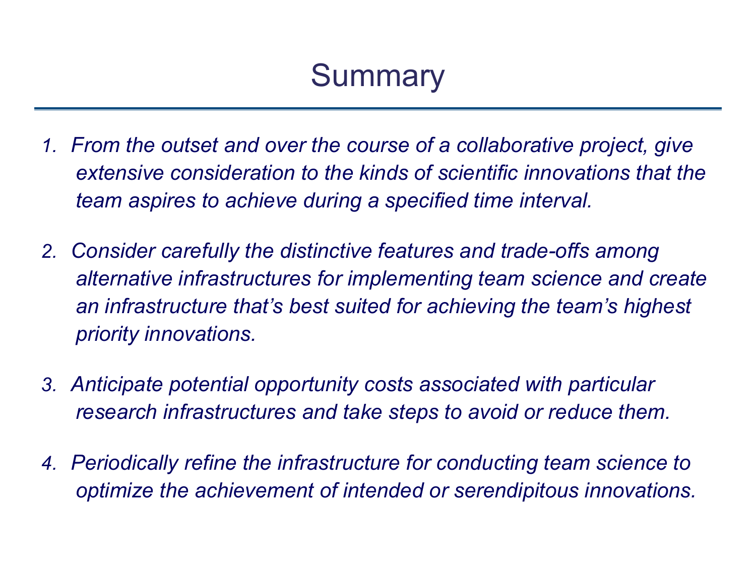# Summary

1. *From the outset and over the course of a collaborative project, give extensive consideration to the kinds of scientific innovations that the team aspires to achieve during a specified time interval.*

2. *Consider carefully the distinctive features and trade-offs among alternative infrastructures for implementing team science and create an infrastructure that's best suited for achieving the team's highest priority innovations.*

3. *Anticipate potential opportunity costs associated with particular research infrastructures and take steps to avoid or reduce them.*

4. *Periodically refine the infrastructure for conducting team science to optimize the achievement of intended or serendipitous innovations.*